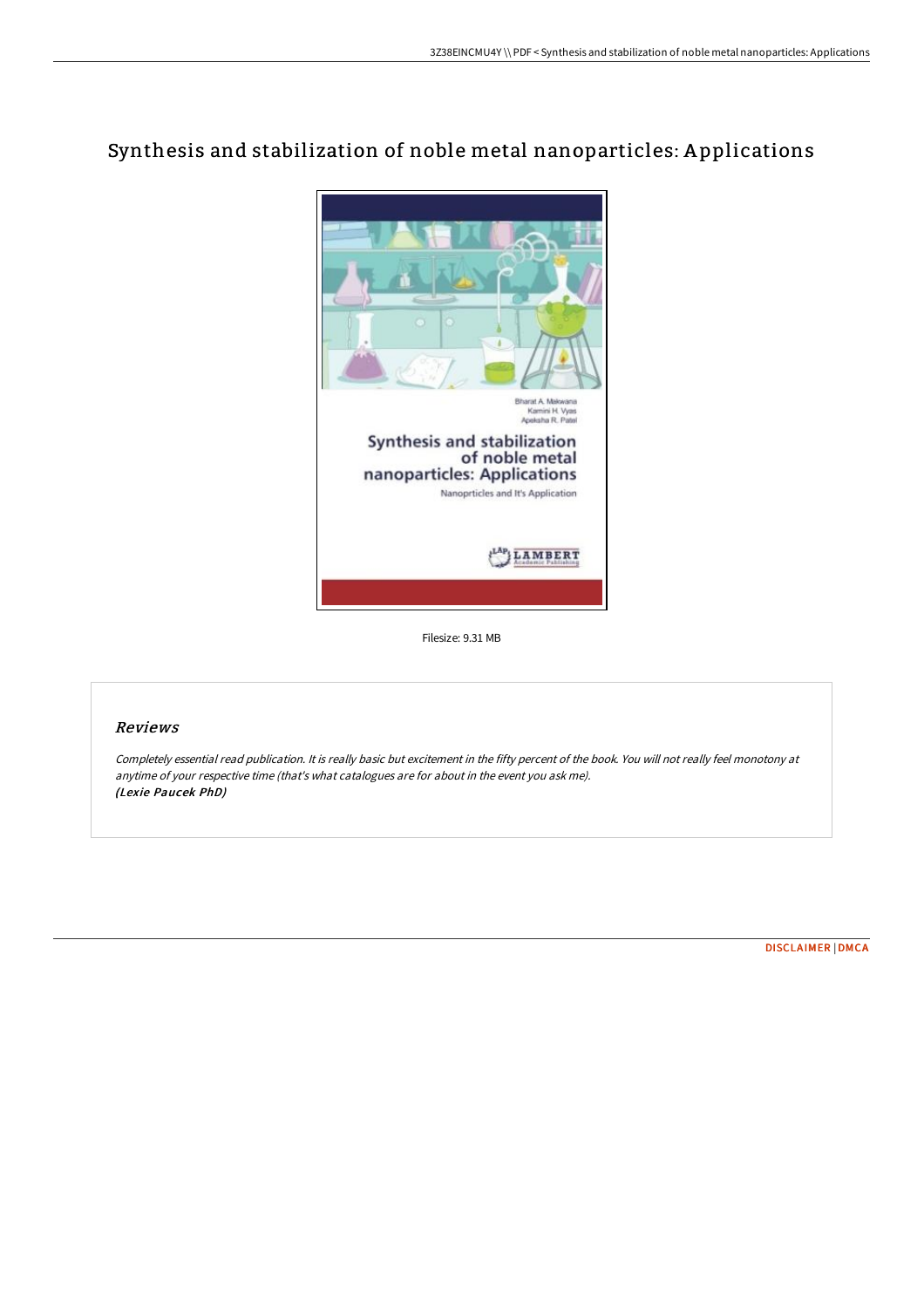# Synthesis and stabilization of noble metal nanoparticles: Applications

Filesize: 9.31 MB

## *Reviews*

*Completely essential read publication. It is really basic but excitement in the fifty percent of the book. You will not really feel monotony at anytime of your respective time (that's what catalogues are for about in the event you ask me).*
***(Lexie Paucek PhD)***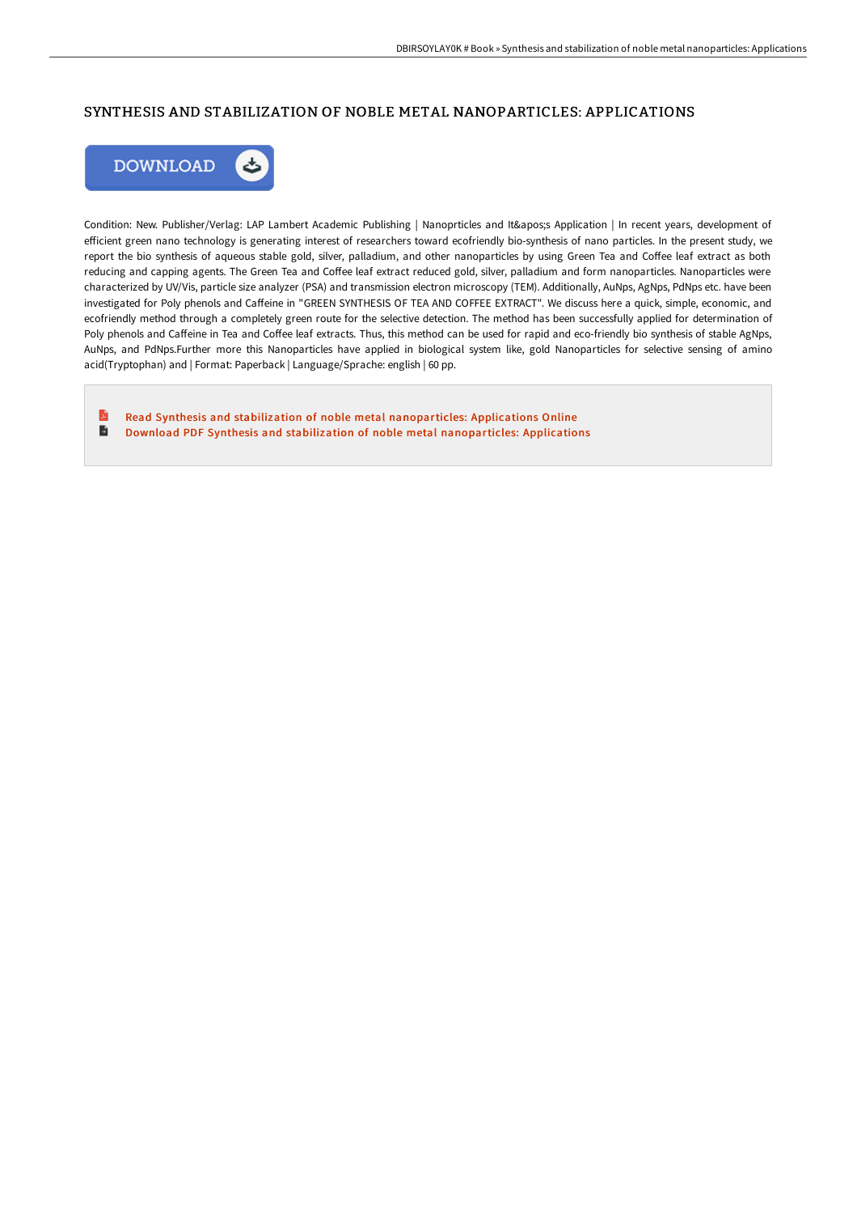# SYNTHESIS AND STABILIZATION OF NOBLE METAL NANOPARTICLES: APPLICATIONS

Condition: New. Publisher/Verlag: LAP Lambert Academic Publishing | Nanoprticles and It&apos;s Application | In recent years, development of efficient green nano technology is generating interest of researchers toward ecofriendly bio-synthesis of nano particles. In the present study, we report the bio synthesis of aqueous stable gold, silver, palladium, and other nanoparticles by using Green Tea and Coffee leaf extract as both reducing and capping agents. The Green Tea and Coffee leaf extract reduced gold, silver, palladium and form nanoparticles. Nanoparticles were characterized by UV/Vis, particle size analyzer (PSA) and transmission electron microscopy (TEM). Additionally, AuNps, AgNps, PdNps etc. have been investigated for Poly phenols and Caffeine in "GREEN SYNTHESIS OF TEA AND COFFEE EXTRACT". We discuss here a quick, simple, economic, and ecofriendly method through a completely green route for the selective detection. The method has been successfully applied for determination of Poly phenols and Caffeine in Tea and Coffee leaf extracts. Thus, this method can be used for rapid and eco-friendly bio synthesis of stable AgNps, AuNps, and PdNps.Further more this Nanoparticles have applied in biological system like, gold Nanoparticles for selective sensing of amino acid(Tryptophan) and | Format: Paperback | Language/Sprache: english | 60 pp.

- Read Synthesis and stabilization of noble metal nanoparticles: Applications Online
- Download PDF Synthesis and stabilization of noble metal nanoparticles: Applications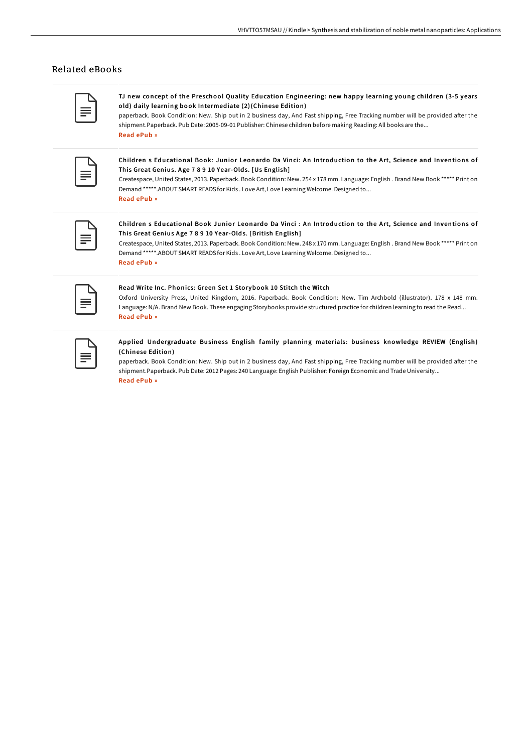## Related eBooks

**TJ new concept of the Preschool Quality Education Engineering: new happy learning young children (3-5 years old) daily learning book Intermediate (2)(Chinese Edition)**

paperback. Book Condition: New. Ship out in 2 business day, And Fast shipping, Free Tracking number will be provided after the shipment.Paperback. Pub Date :2005-09-01 Publisher: Chinese children before making Reading: All books are the...

Read ePub »

**Children s Educational Book: Junior Leonardo Da Vinci: An Introduction to the Art, Science and Inventions of This Great Genius. Age 7 8 9 10 Year-Olds. [Us English]**

Createspace, United States, 2013. Paperback. Book Condition: New. 254 x 178 mm. Language: English . Brand New Book ***** Print on Demand *****.ABOUT SMART READS for Kids . Love Art, Love Learning Welcome. Designed to...

Read ePub »

**Children s Educational Book Junior Leonardo Da Vinci : An Introduction to the Art, Science and Inventions of This Great Genius Age 7 8 9 10 Year-Olds. [British English]**

Createspace, United States, 2013. Paperback. Book Condition: New. 248 x 170 mm. Language: English . Brand New Book ***** Print on Demand *****.ABOUT SMART READS for Kids . Love Art, Love Learning Welcome. Designed to...

Read ePub »

**Read Write Inc. Phonics: Green Set 1 Storybook 10 Stitch the Witch**

Oxford University Press, United Kingdom, 2016. Paperback. Book Condition: New. Tim Archbold (illustrator). 178 x 148 mm. Language: N/A. Brand New Book. These engaging Storybooks provide structured practice for children learning to read the Read...

Read ePub »

**Applied Undergraduate Business English family planning materials: business knowledge REVIEW (English)(Chinese Edition)**

paperback. Book Condition: New. Ship out in 2 business day, And Fast shipping, Free Tracking number will be provided after the shipment.Paperback. Pub Date: 2012 Pages: 240 Language: English Publisher: Foreign Economic and Trade University...

Read ePub »